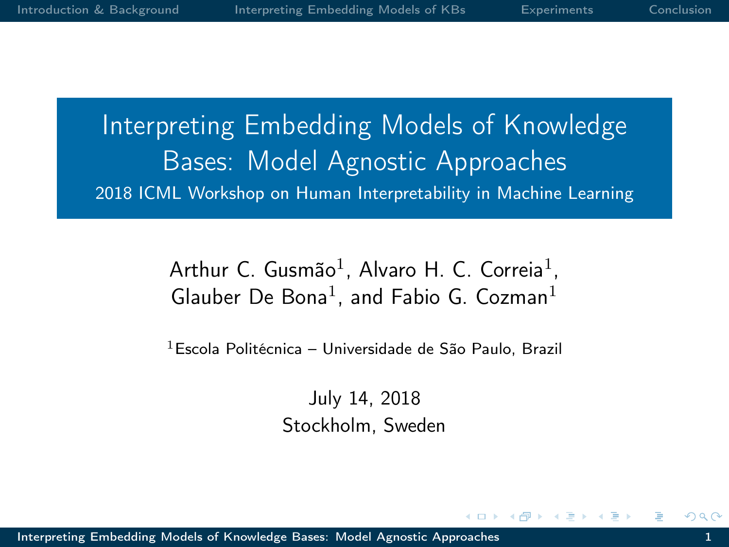# Interpreting Embedding Models of Knowledge Bases: Model Agnostic Approaches

2018 ICML Workshop on Human Interpretability in Machine Learning

Arthur C. Gusmão[1], Alvaro H. C. Correia[1], Glauber De Bona[1], and Fabio G. Cozman[1]

[1] Escola Politécnica – Universidade de São Paulo, Brazil

July 14, 2018

Stockholm, Sweden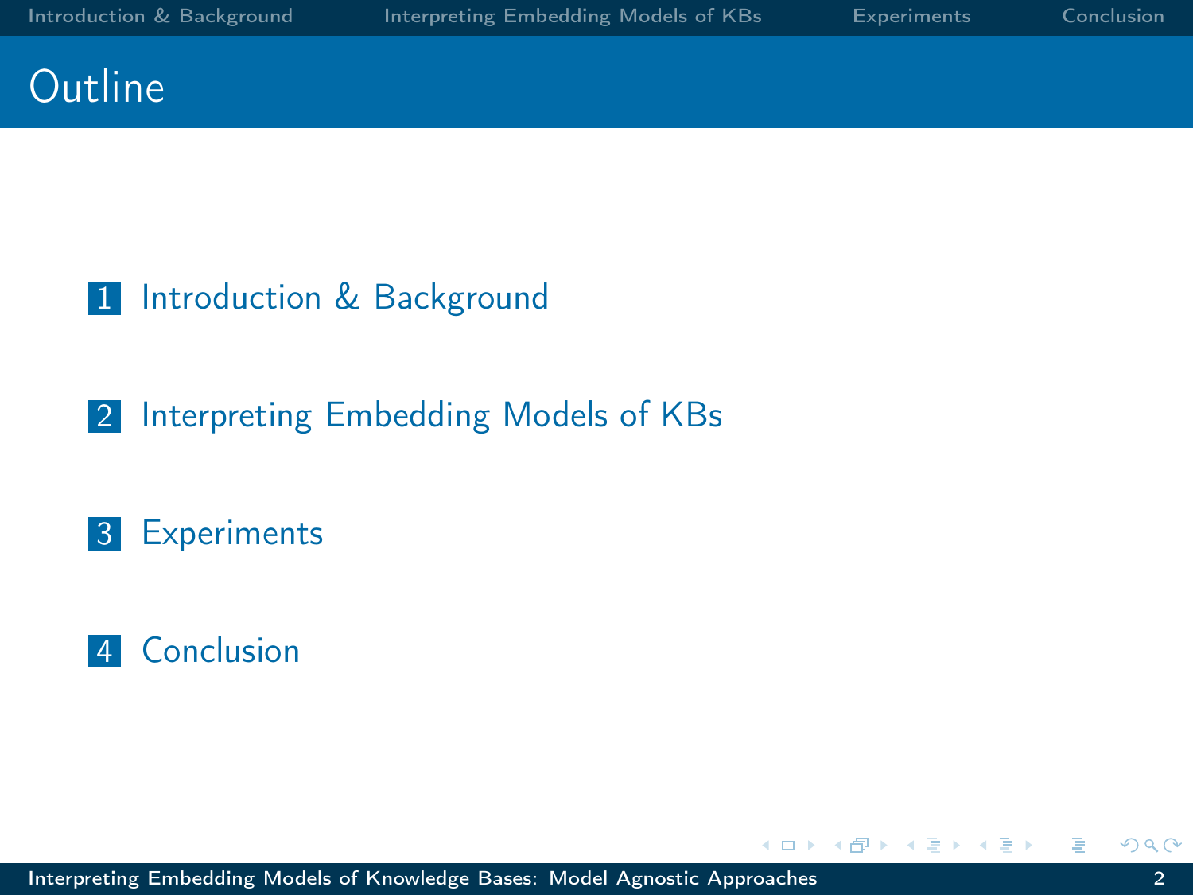# Outline

1. Introduction & Background
2. Interpreting Embedding Models of KBs
3. Experiments
4. Conclusion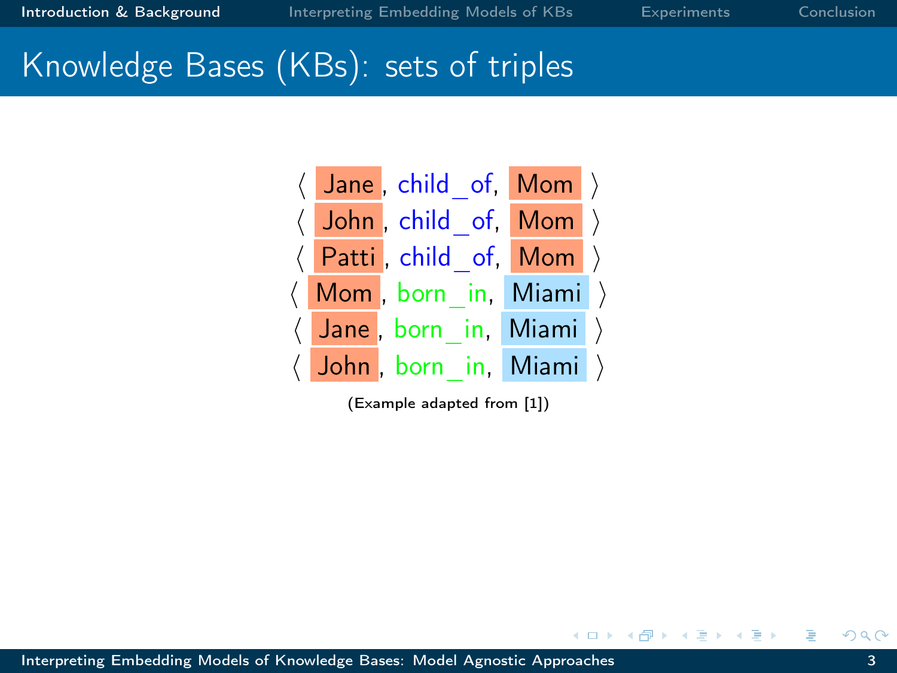# Knowledge Bases (KBs): sets of triples

⟨ Jane, child_of, Mom ⟩
⟨ John, child_of, Mom ⟩
⟨ Patti, child_of, Mom ⟩
⟨ Mom, born_in, Miami ⟩
⟨ Jane, born_in, Miami ⟩
⟨ John, born_in, Miami ⟩

(Example adapted from [1])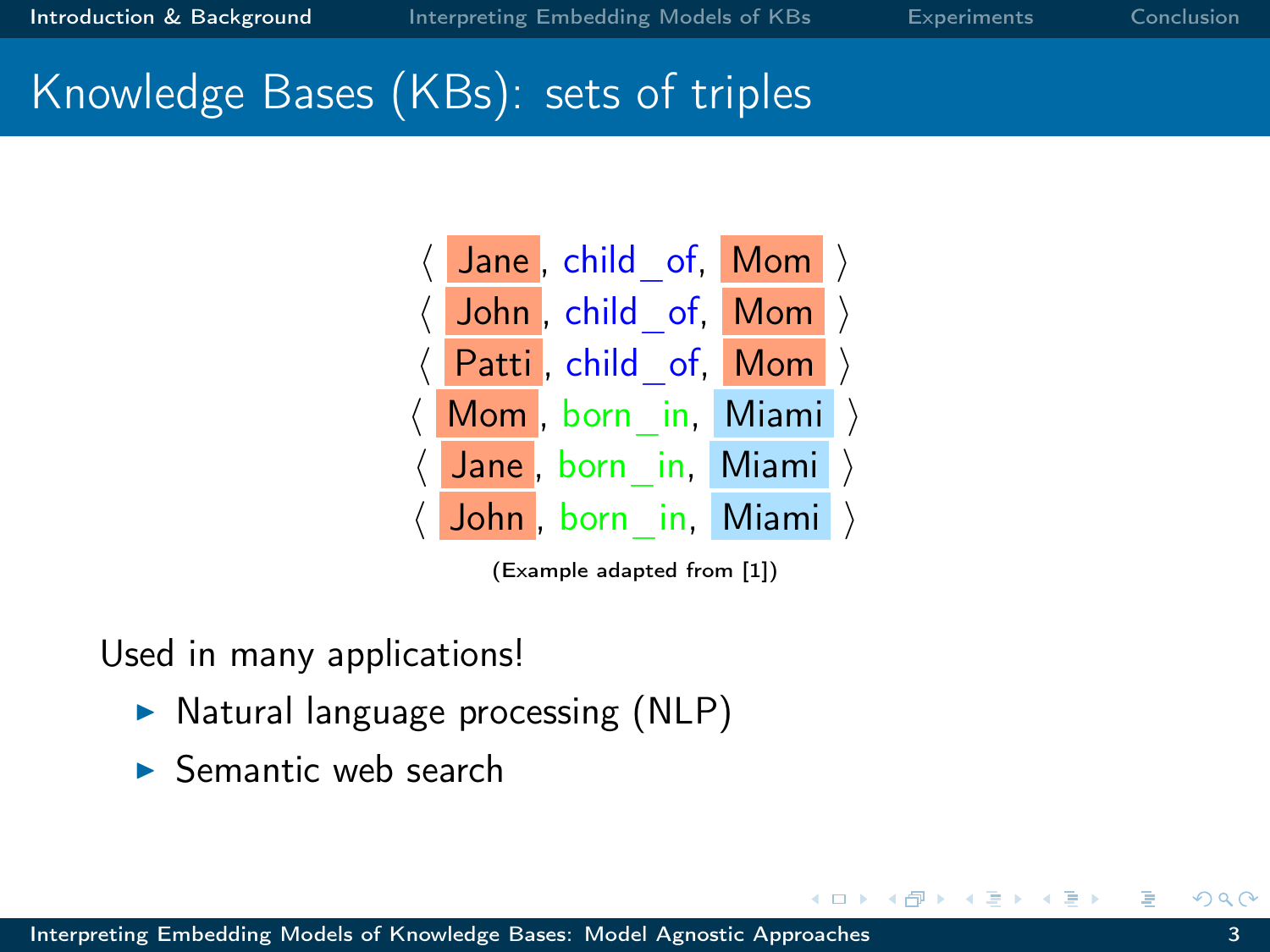# Knowledge Bases (KBs): sets of triples

⟨ Jane, child_of, Mom ⟩
⟨ John, child_of, Mom ⟩
⟨ Patti, child_of, Mom ⟩
⟨ Mom, born_in, Miami ⟩
⟨ Jane, born_in, Miami ⟩
⟨ John, born_in, Miami ⟩

(Example adapted from [1])

Used in many applications!

- Natural language processing (NLP)
- Semantic web search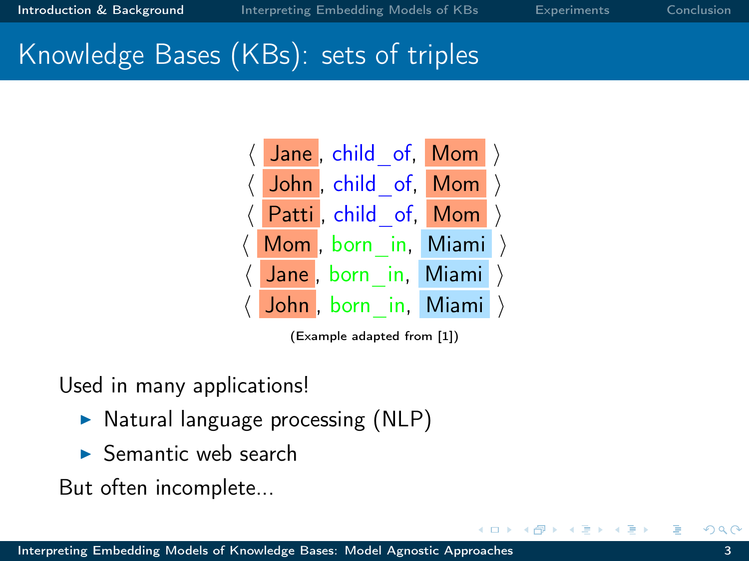# Knowledge Bases (KBs): sets of triples

⟨ Jane, child_of, Mom ⟩
⟨ John, child_of, Mom ⟩
⟨ Patti, child_of, Mom ⟩
⟨ Mom, born_in, Miami ⟩
⟨ Jane, born_in, Miami ⟩
⟨ John, born_in, Miami ⟩

(Example adapted from [1])

Used in many applications!

- Natural language processing (NLP)
- Semantic web search

But often incomplete...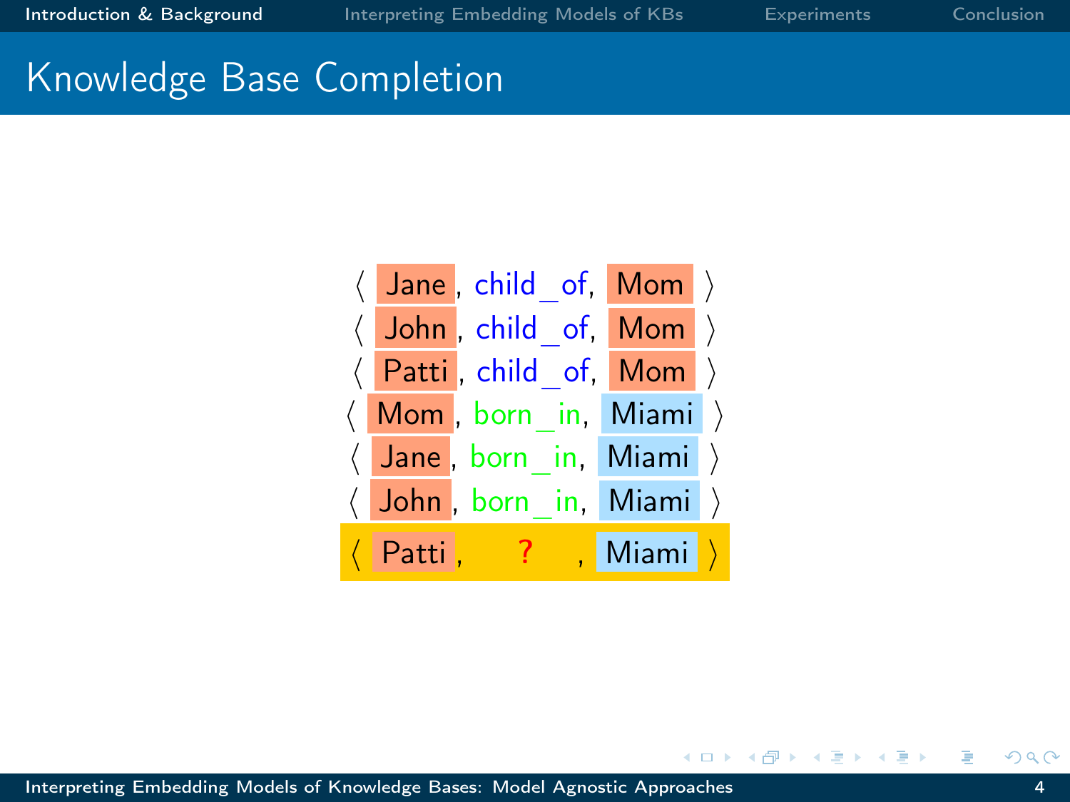# Knowledge Base Completion

⟨ Jane, child_of, Mom ⟩
⟨ John, child_of, Mom ⟩
⟨ Patti, child_of, Mom ⟩
⟨ Mom, born_in, Miami ⟩
⟨ Jane, born_in, Miami ⟩
⟨ John, born_in, Miami ⟩
⟨ Patti, ?, Miami ⟩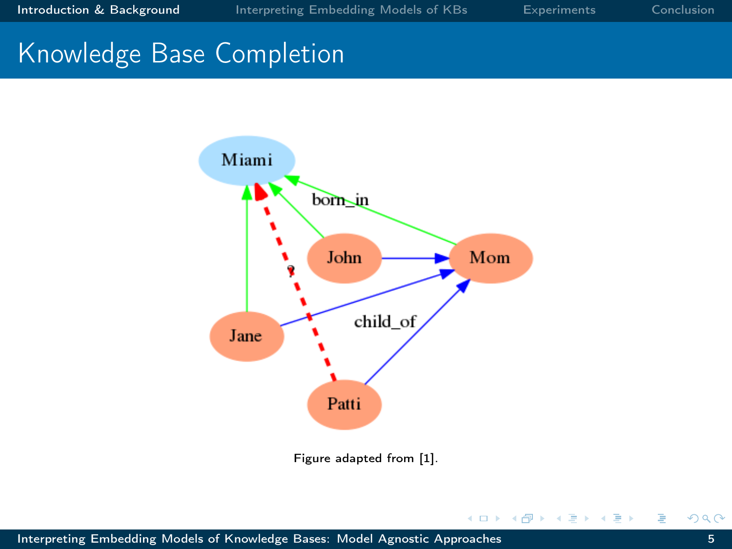# Knowledge Base Completion

Figure adapted from [1].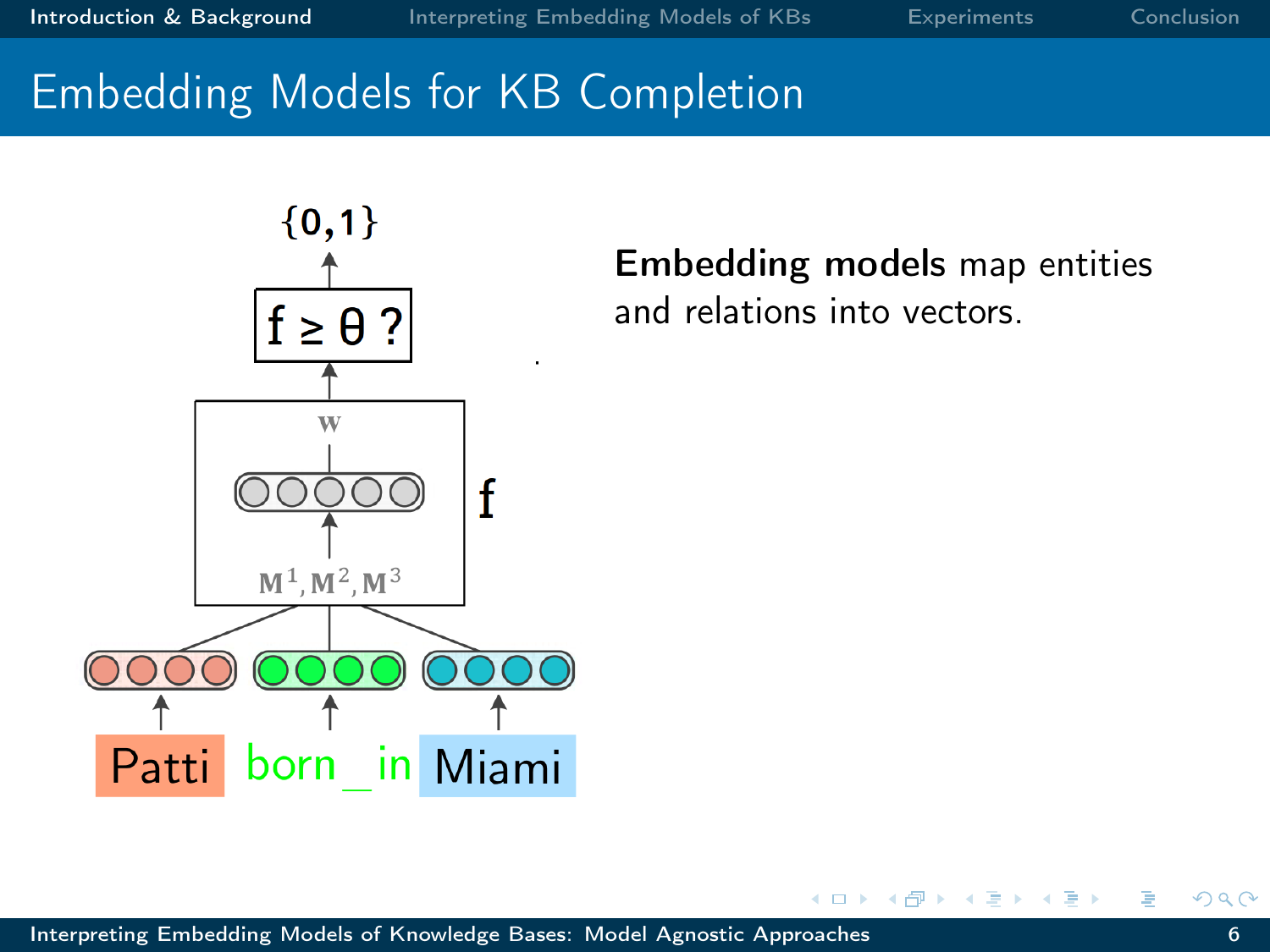# Embedding Models for KB Completion

$\{0,1\}$

$f \geq \theta$ ?

$\mathbf{w}$

$f$

$\mathbf{M}^1, \mathbf{M}^2, \mathbf{M}^3$

Patti born_in Miami

**Embedding models** map entities and relations into vectors.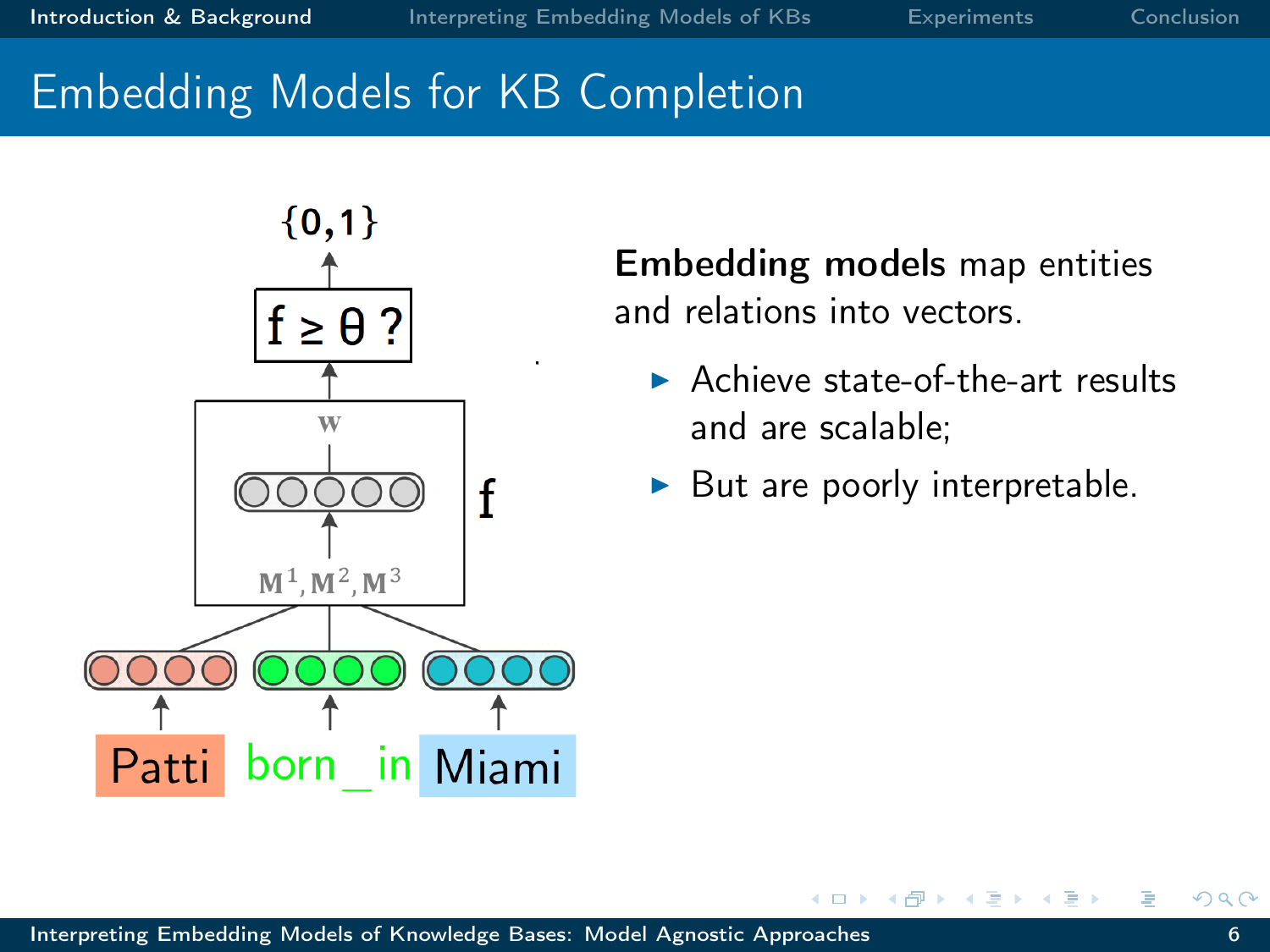# Embedding Models for KB Completion

**Embedding models** map entities and relations into vectors.

- Achieve state-of-the-art results and are scalable;
- But are poorly interpretable.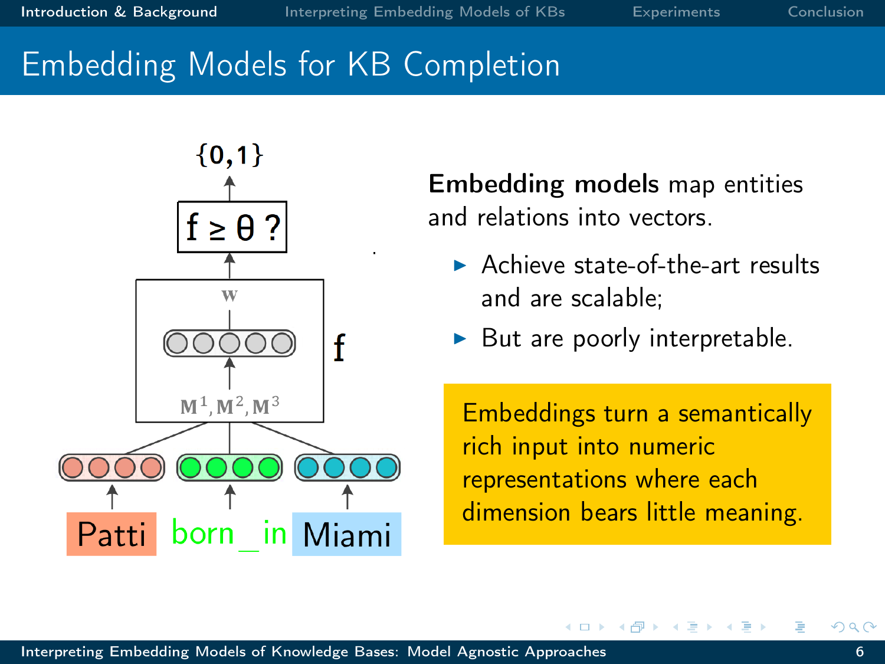# Embedding Models for KB Completion

{0,1}

f ≥ θ ?

w

$\mathbf{M}^1, \mathbf{M}^2, \mathbf{M}^3$

f

Patti born_in Miami

**Embedding models** map entities and relations into vectors.

- Achieve state-of-the-art results and are scalable;
- But are poorly interpretable.

Embeddings turn a semantically rich input into numeric representations where each dimension bears little meaning.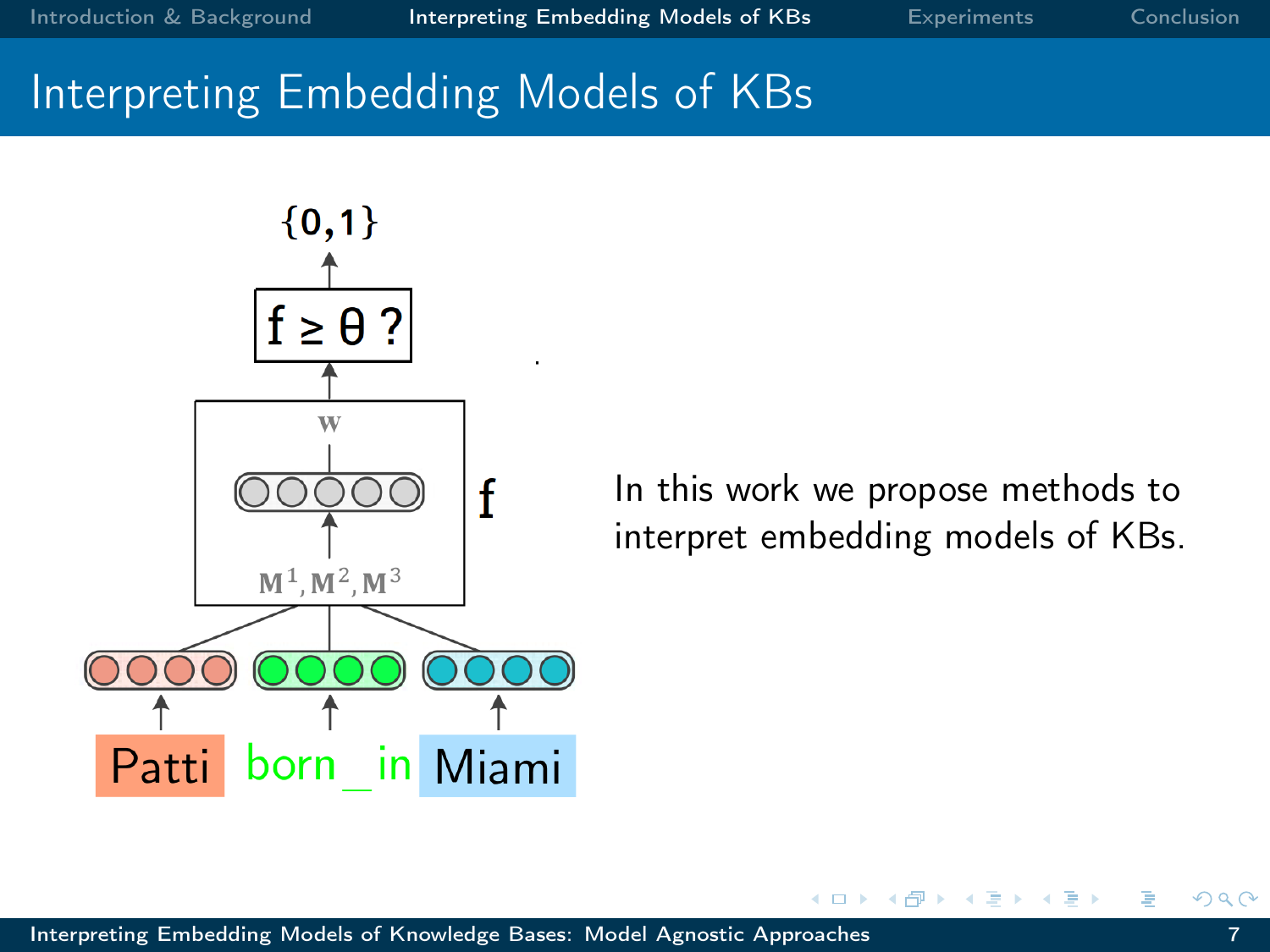# Interpreting Embedding Models of KBs

$\{0,1\}$

$f \geq \theta$ ?

$\mathbf{w}$

$f$

$\mathbf{M}^1, \mathbf{M}^2, \mathbf{M}^3$

Patti born_in Miami

In this work we propose methods to interpret embedding models of KBs.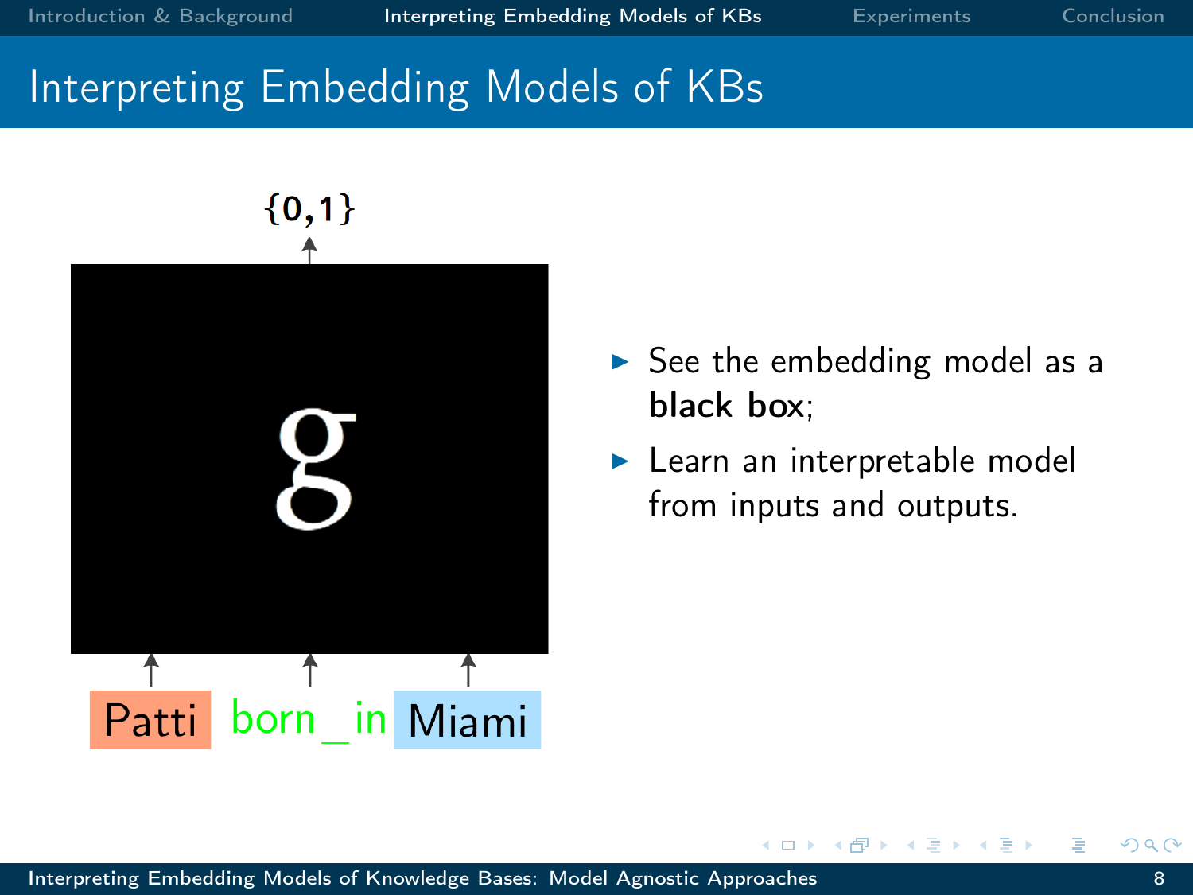# Interpreting Embedding Models of KBs

$\{0,1\}$

g

Patti born_in Miami

- See the embedding model as a **black box**;
- Learn an interpretable model from inputs and outputs.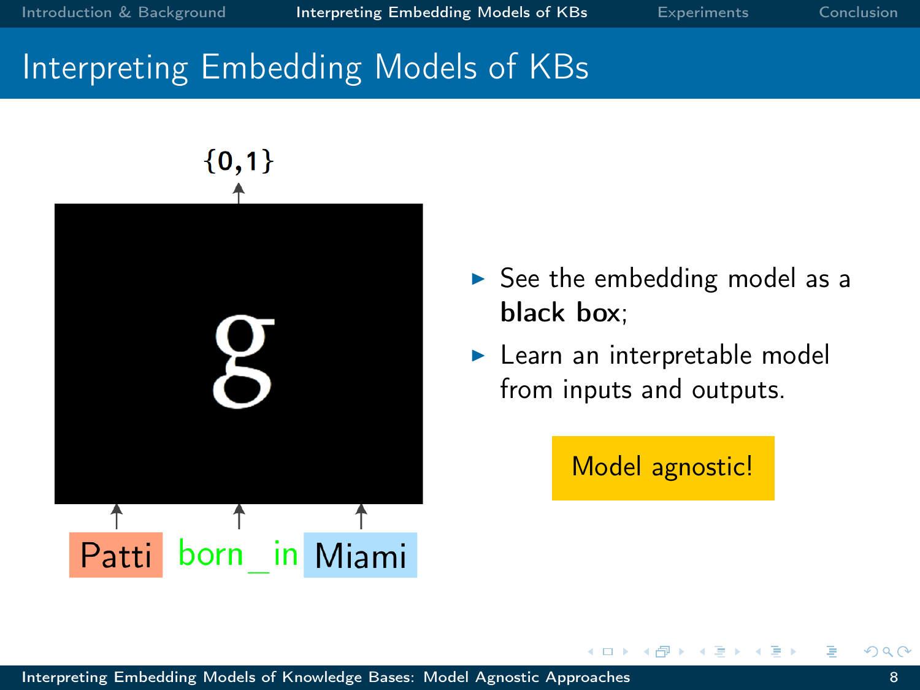# Interpreting Embedding Models of KBs

$\{0,1\}$

g

Patti born_in Miami

- See the embedding model as a **black box**;
- Learn an interpretable model from inputs and outputs.

Model agnostic!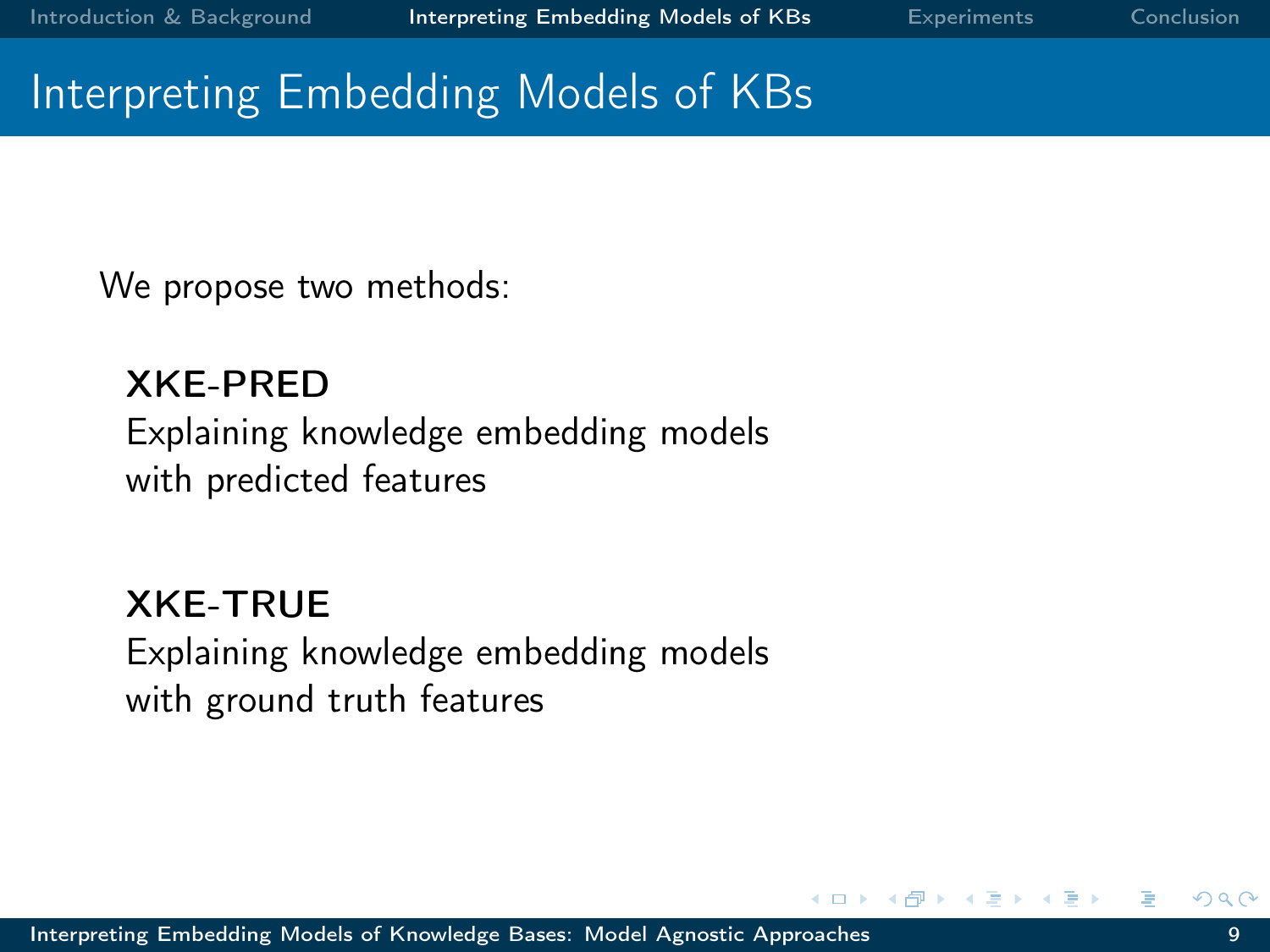# Interpreting Embedding Models of KBs

We propose two methods:

**XKE-PRED**
Explaining knowledge embedding models with predicted features

**XKE-TRUE**
Explaining knowledge embedding models with ground truth features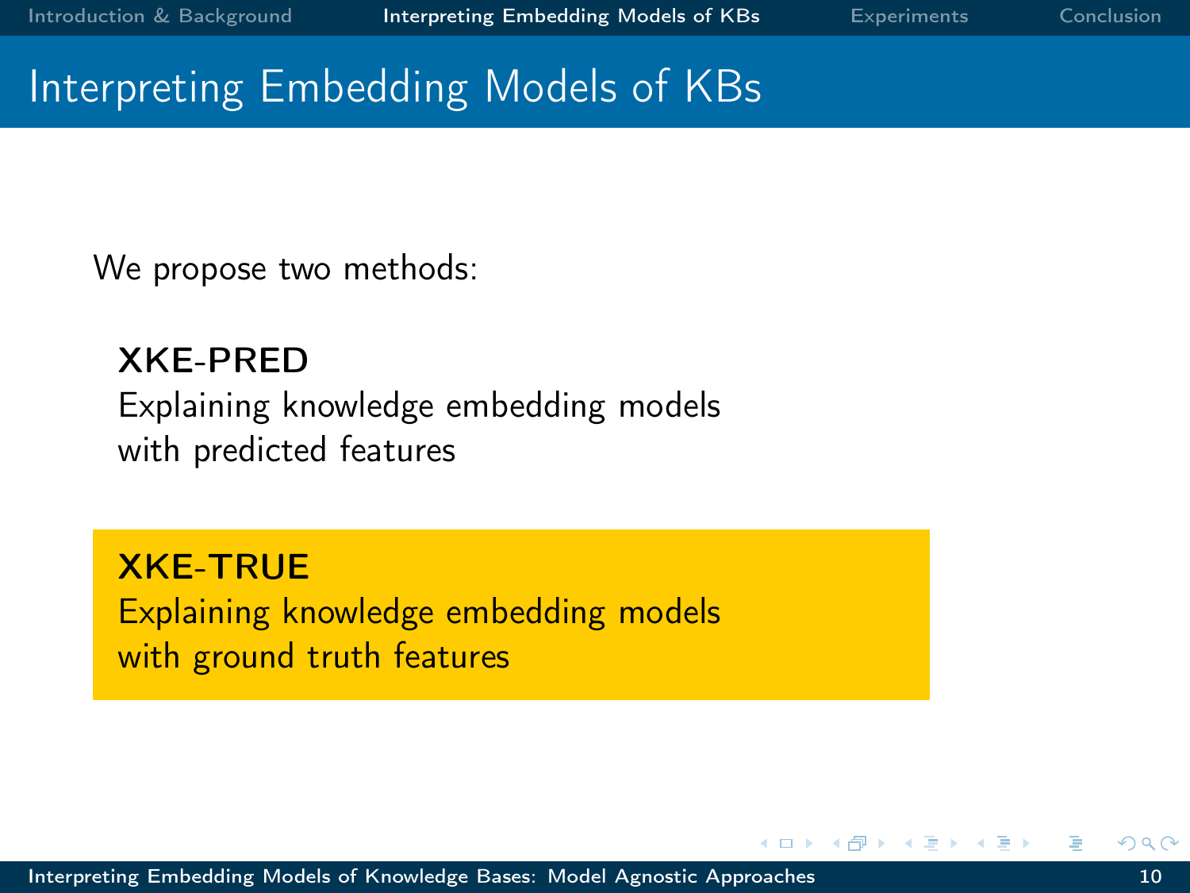# Interpreting Embedding Models of KBs

We propose two methods:

**XKE-PRED**
Explaining knowledge embedding models
with predicted features

**XKE-TRUE**
Explaining knowledge embedding models
with ground truth features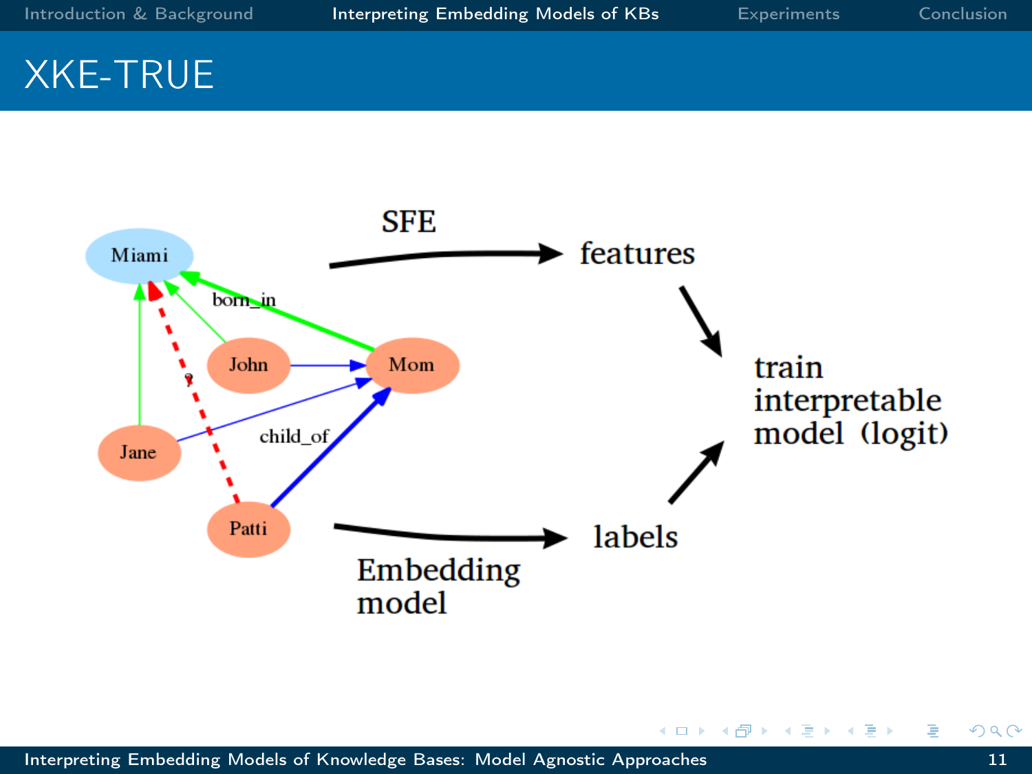# XKE-TRUE

Miami

born_in

John

Mom

?

Jane

child_of

Patti

SFE

features

train interpretable model (logit)

labels

Embedding model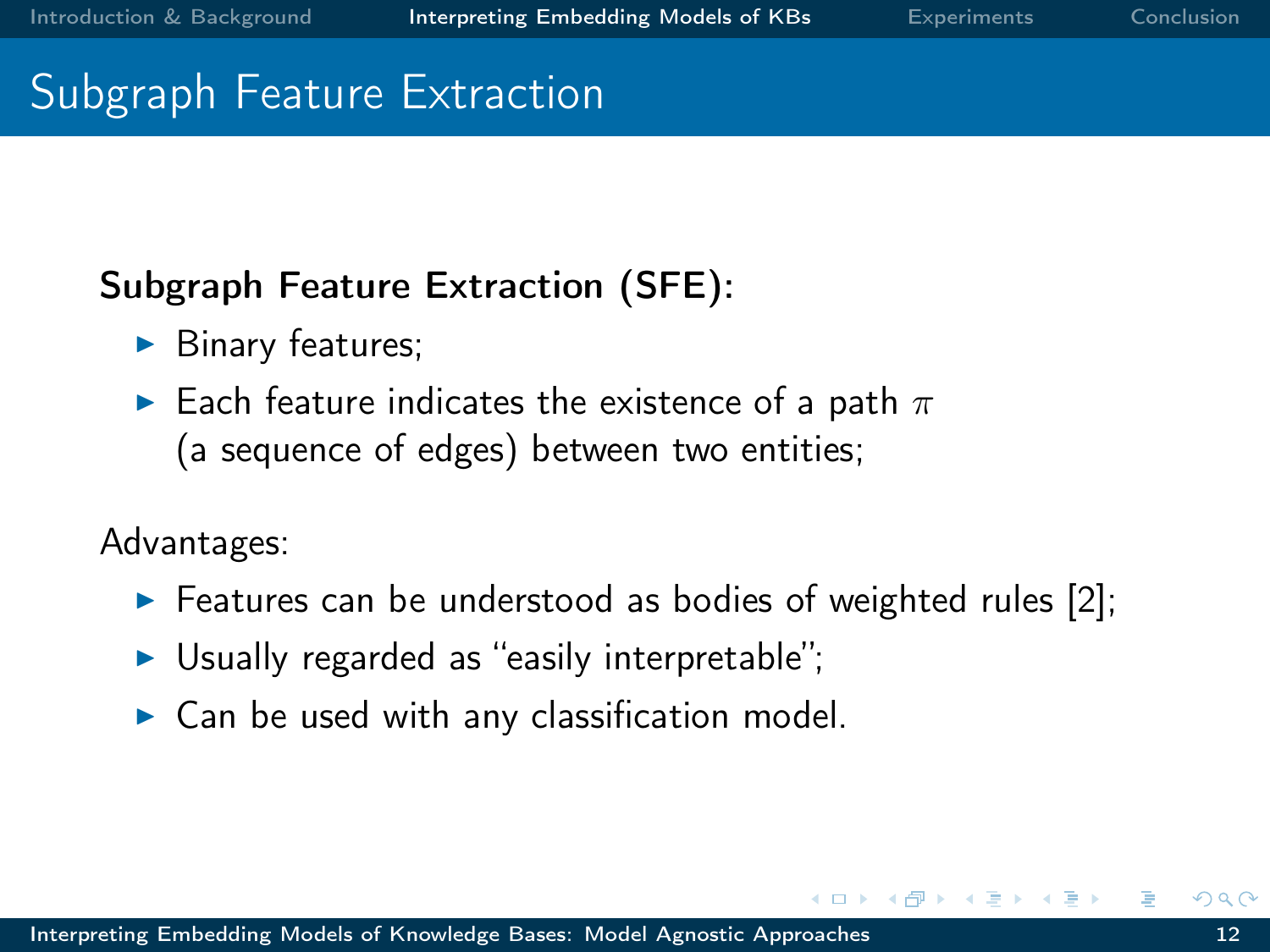# Subgraph Feature Extraction

**Subgraph Feature Extraction (SFE):**

- Binary features;
- Each feature indicates the existence of a path $\pi$ (a sequence of edges) between two entities;

Advantages:

- Features can be understood as bodies of weighted rules [2];
- Usually regarded as "easily interpretable";
- Can be used with any classification model.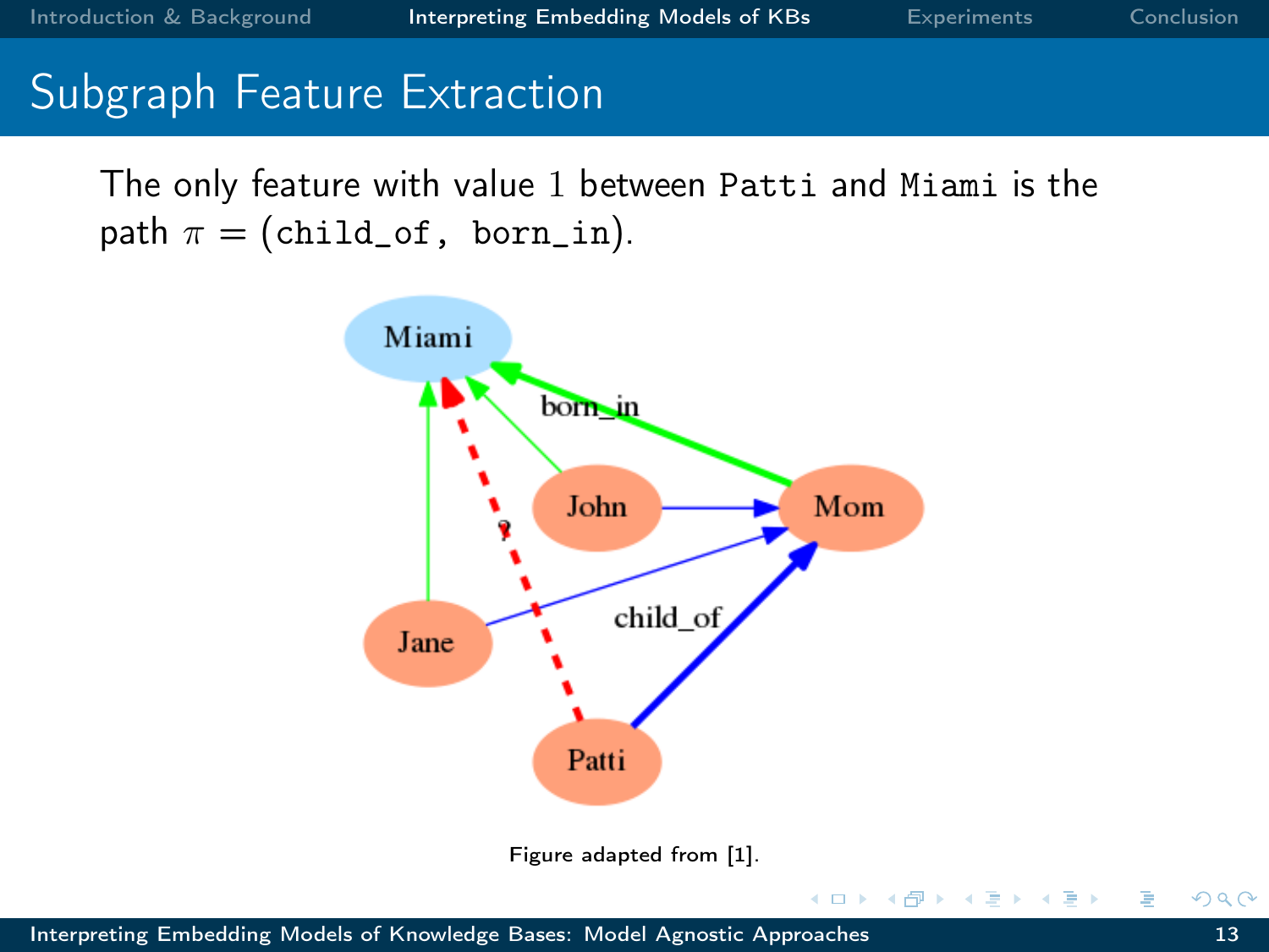# Subgraph Feature Extraction

The only feature with value 1 between `Patti` and `Miami` is the path $\pi = ($`child_of`, `born_in`$)$.

Figure adapted from [1].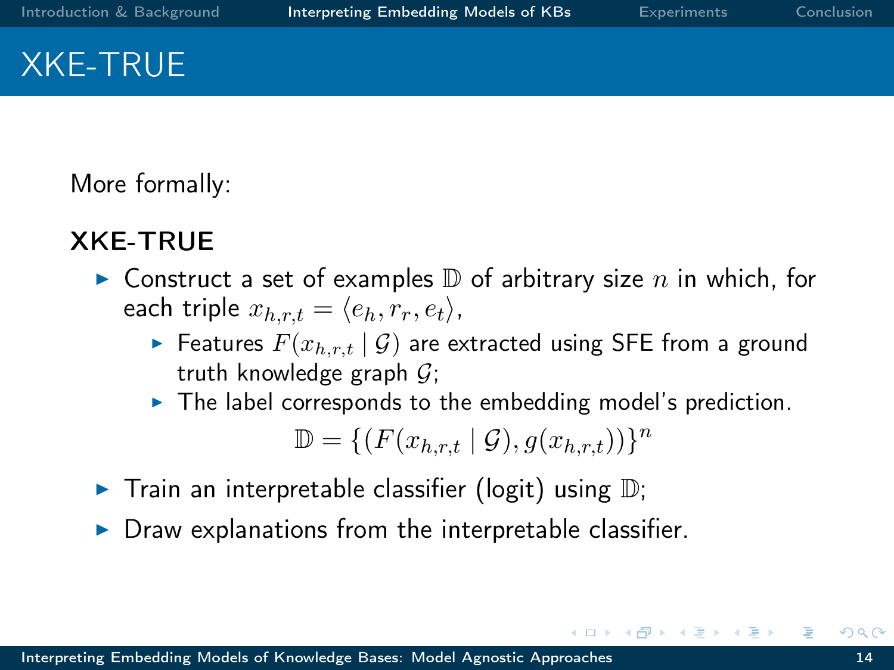# XKE-TRUE

More formally:

**XKE-TRUE**

- Construct a set of examples $\mathbb{D}$ of arbitrary size $n$ in which, for each triple $x_{h,r,t} = \langle e_h, r_r, e_t \rangle$,
  - Features $F(x_{h,r,t} \mid \mathcal{G})$ are extracted using SFE from a ground truth knowledge graph $\mathcal{G}$;
  - The label corresponds to the embedding model's prediction.

$$\mathbb{D} = \{(F(x_{h,r,t} \mid \mathcal{G}), g(x_{h,r,t}))\}^n$$

- Train an interpretable classifier (logit) using $\mathbb{D}$;
- Draw explanations from the interpretable classifier.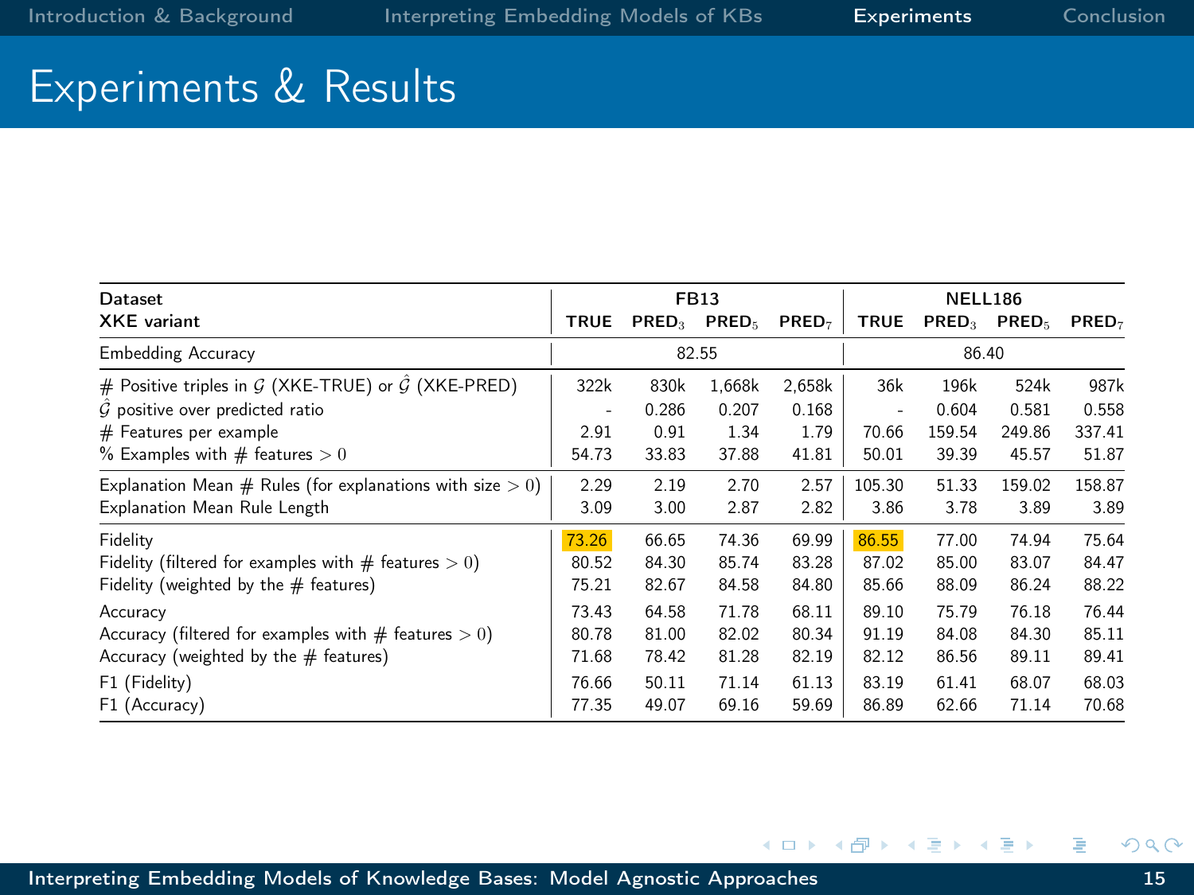# Experiments & Results

| Dataset | FB13 | | | | NELL186 | | | |
|---|---|---|---|---|---|---|---|---|
| XKE variant | TRUE | $\text{PRED}_3$ | $\text{PRED}_5$ | $\text{PRED}_7$ | TRUE | $\text{PRED}_3$ | $\text{PRED}_5$ | $\text{PRED}_7$ |
| Embedding Accuracy | 82.55 | | | | 86.40 | | | |
| # Positive triples in $\mathcal{G}$ (XKE-TRUE) or $\hat{\mathcal{G}}$ (XKE-PRED) | 322k | 830k | 1,668k | 2,658k | 36k | 196k | 524k | 987k |
| $\hat{\mathcal{G}}$ positive over predicted ratio | - | 0.286 | 0.207 | 0.168 | - | 0.604 | 0.581 | 0.558 |
| # Features per example | 2.91 | 0.91 | 1.34 | 1.79 | 70.66 | 159.54 | 249.86 | 337.41 |
| % Examples with # features $> 0$ | 54.73 | 33.83 | 37.88 | 41.81 | 50.01 | 39.39 | 45.57 | 51.87 |
| Explanation Mean # Rules (for explanations with size $> 0$) | 2.29 | 2.19 | 2.70 | 2.57 | 105.30 | 51.33 | 159.02 | 158.87 |
| Explanation Mean Rule Length | 3.09 | 3.00 | 2.87 | 2.82 | 3.86 | 3.78 | 3.89 | 3.89 |
| Fidelity | 73.26 | 66.65 | 74.36 | 69.99 | 86.55 | 77.00 | 74.94 | 75.64 |
| Fidelity (filtered for examples with # features $> 0$) | 80.52 | 84.30 | 85.74 | 83.28 | 87.02 | 85.00 | 83.07 | 84.47 |
| Fidelity (weighted by the # features) | 75.21 | 82.67 | 84.58 | 84.80 | 85.66 | 88.09 | 86.24 | 88.22 |
| Accuracy | 73.43 | 64.58 | 71.78 | 68.11 | 89.10 | 75.79 | 76.18 | 76.44 |
| Accuracy (filtered for examples with # features $> 0$) | 80.78 | 81.00 | 82.02 | 80.34 | 91.19 | 84.08 | 84.30 | 85.11 |
| Accuracy (weighted by the # features) | 71.68 | 78.42 | 81.28 | 82.19 | 82.12 | 86.56 | 89.11 | 89.41 |
| F1 (Fidelity) | 76.66 | 50.11 | 71.14 | 61.13 | 83.19 | 61.41 | 68.07 | 68.03 |
| F1 (Accuracy) | 77.35 | 49.07 | 69.16 | 59.69 | 86.89 | 62.66 | 71.14 | 70.68 |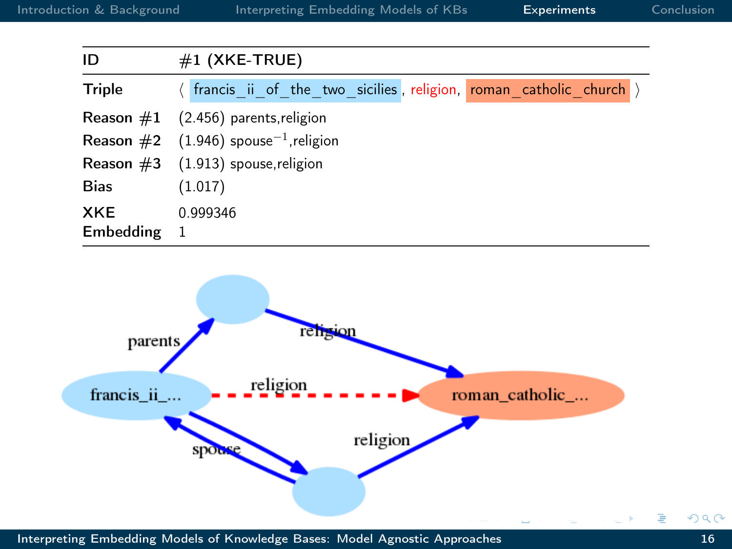| ID | #1 (XKE-TRUE) |
|---|---|
| Triple | ⟨ francis_ii_of_the_two_sicilies, religion, roman_catholic_church ⟩ |
| Reason #1 | (2.456) parents,religion |
| Reason #2 | (1.946) $\text{spouse}^{-1}$,religion |
| Reason #3 | (1.913) spouse,religion |
| Bias | (1.017) |
| XKE | 0.999346 |
| Embedding | 1 |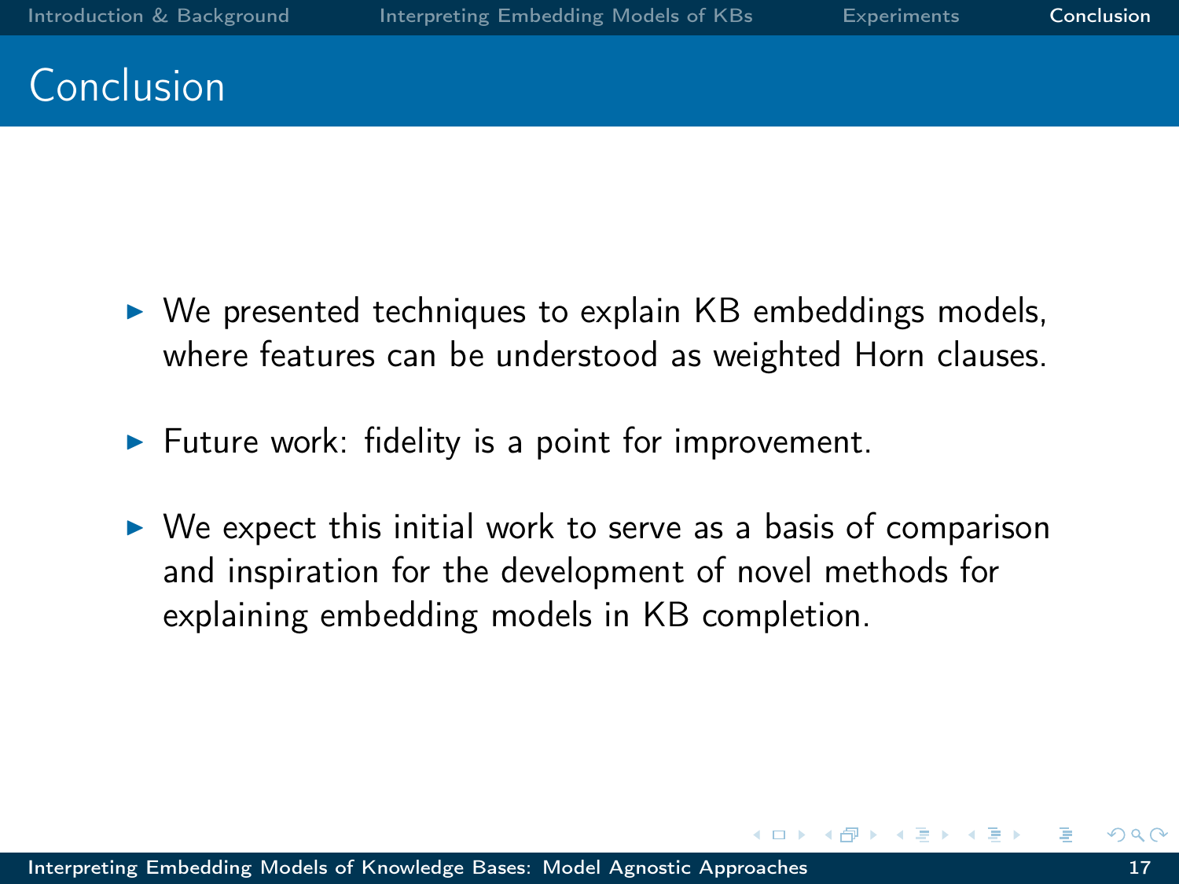# Conclusion

- We presented techniques to explain KB embeddings models, where features can be understood as weighted Horn clauses.
- Future work: fidelity is a point for improvement.
- We expect this initial work to serve as a basis of comparison and inspiration for the development of novel methods for explaining embedding models in KB completion.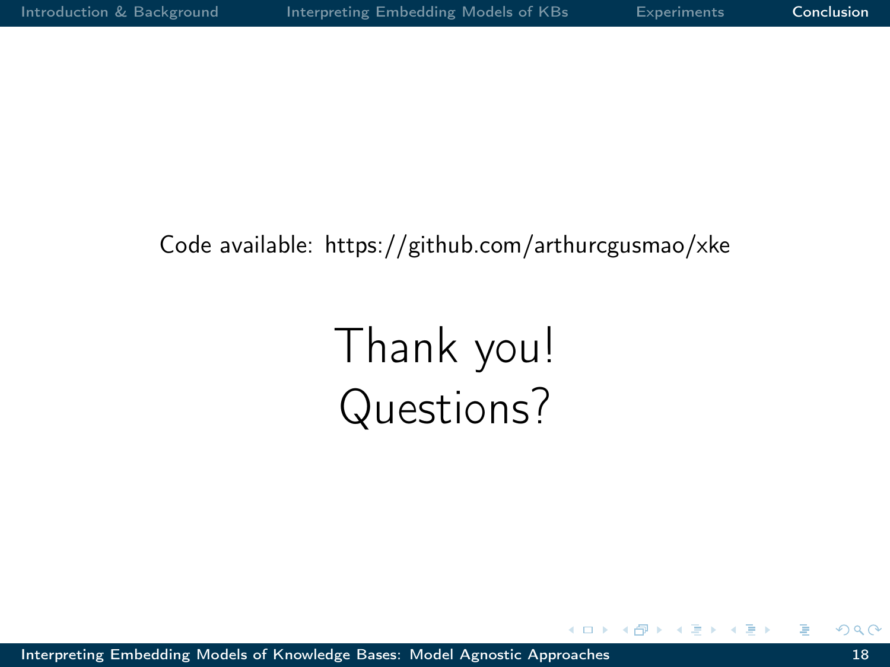Code available: https://github.com/arthurcgusmao/xke

# Thank you!
# Questions?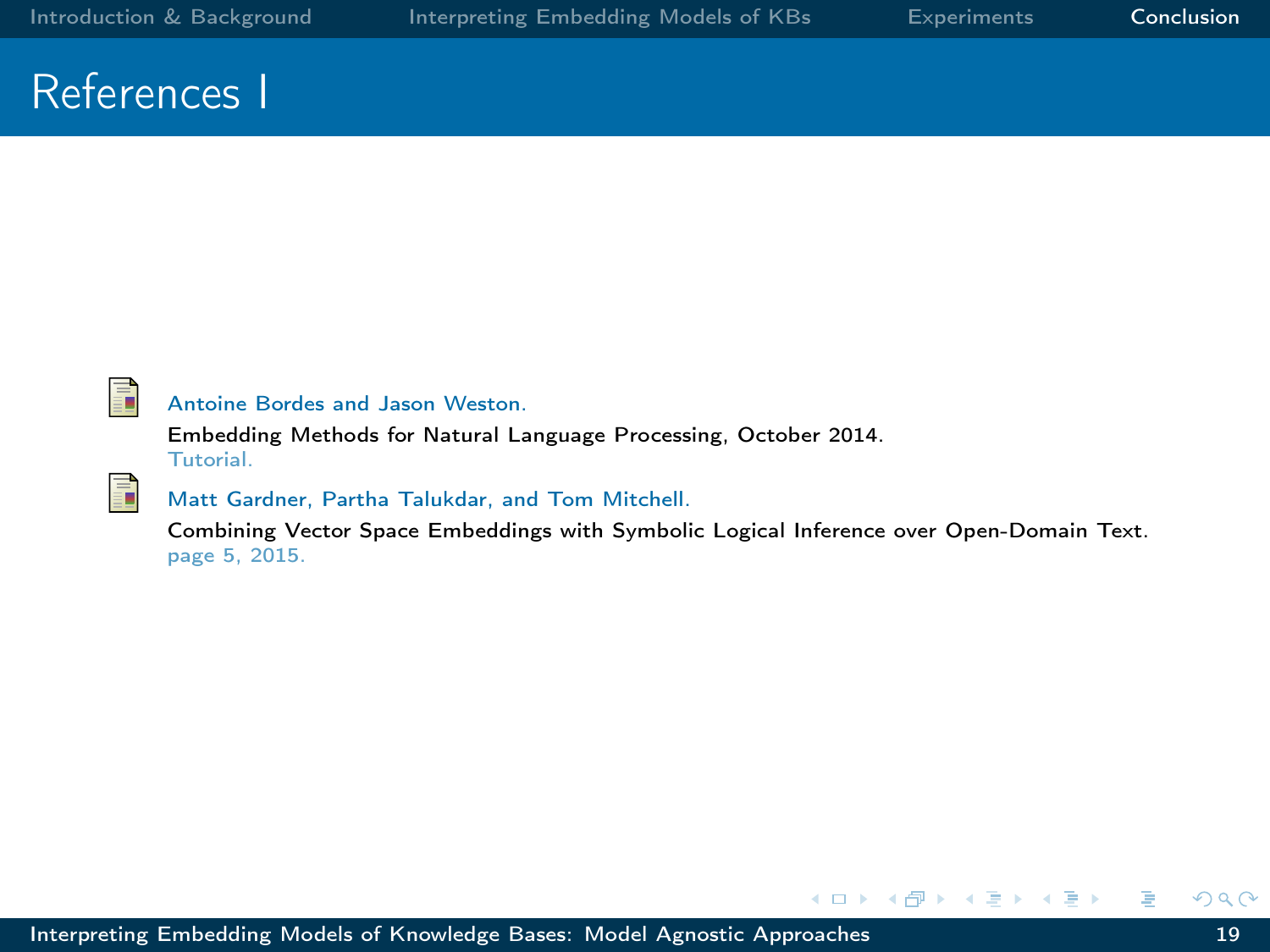# References I

- Antoine Bordes and Jason Weston.
  Embedding Methods for Natural Language Processing, October 2014.
  Tutorial.

- Matt Gardner, Partha Talukdar, and Tom Mitchell.
  Combining Vector Space Embeddings with Symbolic Logical Inference over Open-Domain Text.
  page 5, 2015.